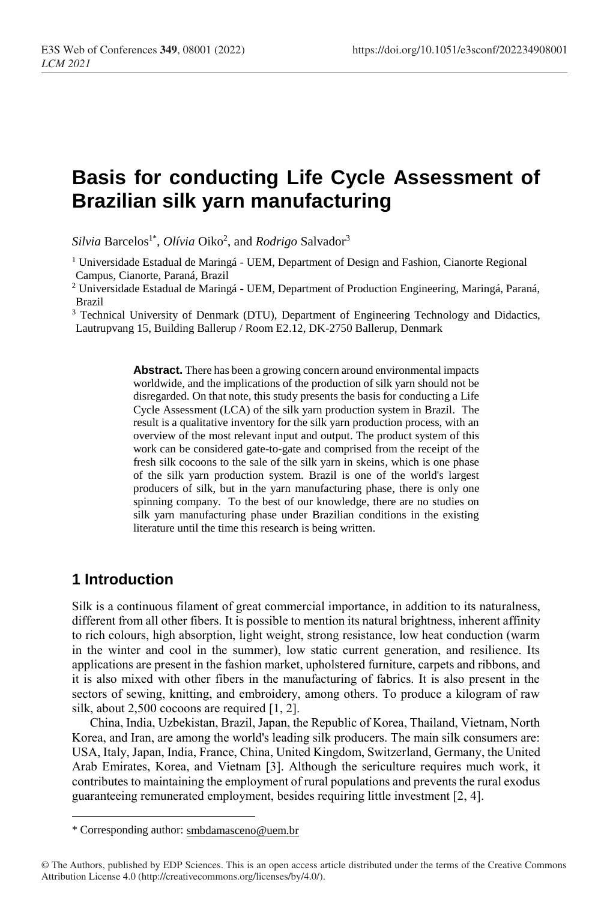# Basis for conducting Life Cycle Assessment of Brazilian silk yarn manufacturing

*Silvia* Barcelos[1*], *Olívia* Oiko[2], and *Rodrigo* Salvador[3]

[1] Universidade Estadual de Maringá - UEM, Department of Design and Fashion, Cianorte Regional Campus, Cianorte, Paraná, Brazil

[2] Universidade Estadual de Maringá - UEM, Department of Production Engineering, Maringá, Paraná, Brazil

[3] Technical University of Denmark (DTU), Department of Engineering Technology and Didactics, Lautrupvang 15, Building Ballerup / Room E2.12, DK-2750 Ballerup, Denmark

**Abstract.** There has been a growing concern around environmental impacts worldwide, and the implications of the production of silk yarn should not be disregarded. On that note, this study presents the basis for conducting a Life Cycle Assessment (LCA) of the silk yarn production system in Brazil. The result is a qualitative inventory for the silk yarn production process, with an overview of the most relevant input and output. The product system of this work can be considered gate-to-gate and comprised from the receipt of the fresh silk cocoons to the sale of the silk yarn in skeins, which is one phase of the silk yarn production system. Brazil is one of the world's largest producers of silk, but in the yarn manufacturing phase, there is only one spinning company. To the best of our knowledge, there are no studies on silk yarn manufacturing phase under Brazilian conditions in the existing literature until the time this research is being written.

## 1 Introduction

Silk is a continuous filament of great commercial importance, in addition to its naturalness, different from all other fibers. It is possible to mention its natural brightness, inherent affinity to rich colours, high absorption, light weight, strong resistance, low heat conduction (warm in the winter and cool in the summer), low static current generation, and resilience. Its applications are present in the fashion market, upholstered furniture, carpets and ribbons, and it is also mixed with other fibers in the manufacturing of fabrics. It is also present in the sectors of sewing, knitting, and embroidery, among others. To produce a kilogram of raw silk, about 2,500 cocoons are required [1, 2].

China, India, Uzbekistan, Brazil, Japan, the Republic of Korea, Thailand, Vietnam, North Korea, and Iran, are among the world's leading silk producers. The main silk consumers are: USA, Italy, Japan, India, France, China, United Kingdom, Switzerland, Germany, the United Arab Emirates, Korea, and Vietnam [3]. Although the sericulture requires much work, it contributes to maintaining the employment of rural populations and prevents the rural exodus guaranteeing remunerated employment, besides requiring little investment [2, 4].

* Corresponding author: smbdamasceno@uem.br

© The Authors, published by EDP Sciences. This is an open access article distributed under the terms of the Creative Commons Attribution License 4.0 (http://creativecommons.org/licenses/by/4.0/).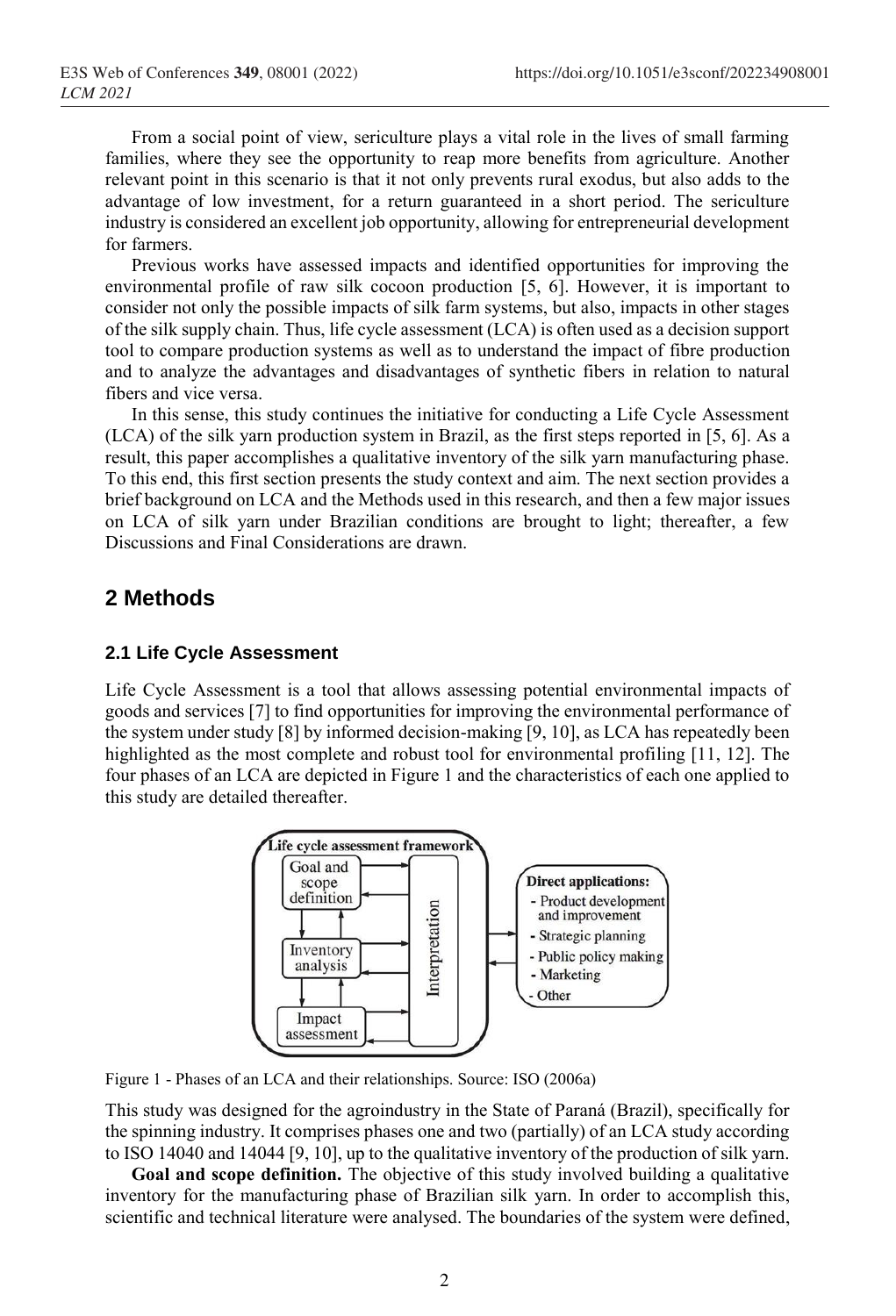From a social point of view, sericulture plays a vital role in the lives of small farming families, where they see the opportunity to reap more benefits from agriculture. Another relevant point in this scenario is that it not only prevents rural exodus, but also adds to the advantage of low investment, for a return guaranteed in a short period. The sericulture industry is considered an excellent job opportunity, allowing for entrepreneurial development for farmers.

Previous works have assessed impacts and identified opportunities for improving the environmental profile of raw silk cocoon production [5, 6]. However, it is important to consider not only the possible impacts of silk farm systems, but also, impacts in other stages of the silk supply chain. Thus, life cycle assessment (LCA) is often used as a decision support tool to compare production systems as well as to understand the impact of fibre production and to analyze the advantages and disadvantages of synthetic fibers in relation to natural fibers and vice versa.

In this sense, this study continues the initiative for conducting a Life Cycle Assessment (LCA) of the silk yarn production system in Brazil, as the first steps reported in [5, 6]. As a result, this paper accomplishes a qualitative inventory of the silk yarn manufacturing phase. To this end, this first section presents the study context and aim. The next section provides a brief background on LCA and the Methods used in this research, and then a few major issues on LCA of silk yarn under Brazilian conditions are brought to light; thereafter, a few Discussions and Final Considerations are drawn.

## 2 Methods

### 2.1 Life Cycle Assessment

Life Cycle Assessment is a tool that allows assessing potential environmental impacts of goods and services [7] to find opportunities for improving the environmental performance of the system under study [8] by informed decision-making [9, 10], as LCA has repeatedly been highlighted as the most complete and robust tool for environmental profiling [11, 12]. The four phases of an LCA are depicted in Figure 1 and the characteristics of each one applied to this study are detailed thereafter.

Life cycle assessment framework
Goal and scope definition
Inventory analysis
Impact assessment
Interpretation
Direct applications:
- Product development and improvement
- Strategic planning
- Public policy making
- Marketing
- Other

Figure 1 - Phases of an LCA and their relationships. Source: ISO (2006a)

This study was designed for the agroindustry in the State of Paraná (Brazil), specifically for the spinning industry. It comprises phases one and two (partially) of an LCA study according to ISO 14040 and 14044 [9, 10], up to the qualitative inventory of the production of silk yarn.

**Goal and scope definition.** The objective of this study involved building a qualitative inventory for the manufacturing phase of Brazilian silk yarn. In order to accomplish this, scientific and technical literature were analysed. The boundaries of the system were defined,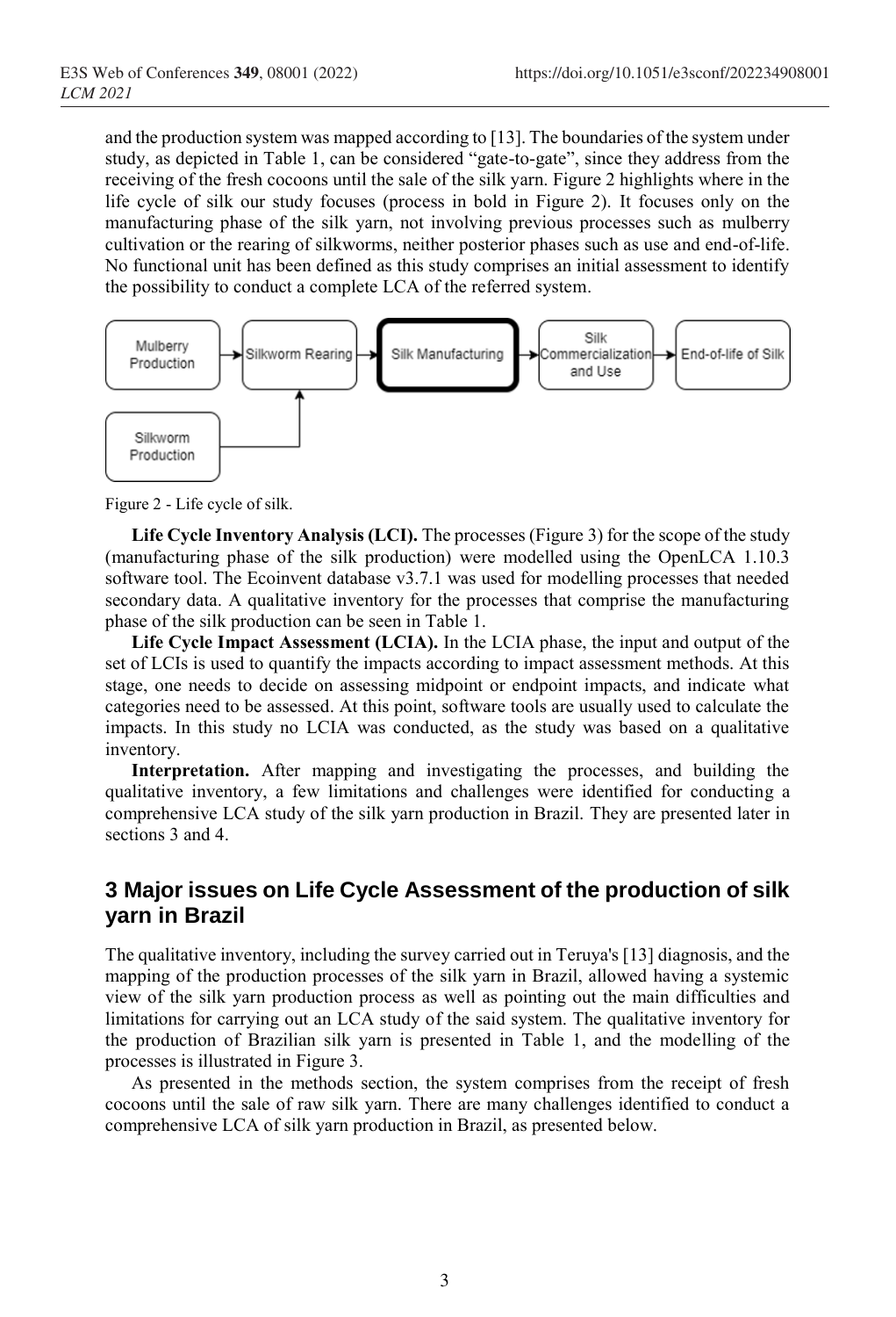and the production system was mapped according to [13]. The boundaries of the system under study, as depicted in Table 1, can be considered "gate-to-gate", since they address from the receiving of the fresh cocoons until the sale of the silk yarn. Figure 2 highlights where in the life cycle of silk our study focuses (process in bold in Figure 2). It focuses only on the manufacturing phase of the silk yarn, not involving previous processes such as mulberry cultivation or the rearing of silkworms, neither posterior phases such as use and end-of-life. No functional unit has been defined as this study comprises an initial assessment to identify the possibility to conduct a complete LCA of the referred system.

Mulberry Production
Silkworm Rearing
Silk Manufacturing
Silk Commercialization and Use
End-of-life of Silk
Silkworm Production

Figure 2 - Life cycle of silk.

**Life Cycle Inventory Analysis (LCI).** The processes (Figure 3) for the scope of the study (manufacturing phase of the silk production) were modelled using the OpenLCA 1.10.3 software tool. The Ecoinvent database v3.7.1 was used for modelling processes that needed secondary data. A qualitative inventory for the processes that comprise the manufacturing phase of the silk production can be seen in Table 1.

**Life Cycle Impact Assessment (LCIA).** In the LCIA phase, the input and output of the set of LCIs is used to quantify the impacts according to impact assessment methods. At this stage, one needs to decide on assessing midpoint or endpoint impacts, and indicate what categories need to be assessed. At this point, software tools are usually used to calculate the impacts. In this study no LCIA was conducted, as the study was based on a qualitative inventory.

**Interpretation.** After mapping and investigating the processes, and building the qualitative inventory, a few limitations and challenges were identified for conducting a comprehensive LCA study of the silk yarn production in Brazil. They are presented later in sections 3 and 4.

## 3 Major issues on Life Cycle Assessment of the production of silk yarn in Brazil

The qualitative inventory, including the survey carried out in Teruya's [13] diagnosis, and the mapping of the production processes of the silk yarn in Brazil, allowed having a systemic view of the silk yarn production process as well as pointing out the main difficulties and limitations for carrying out an LCA study of the said system. The qualitative inventory for the production of Brazilian silk yarn is presented in Table 1, and the modelling of the processes is illustrated in Figure 3.

As presented in the methods section, the system comprises from the receipt of fresh cocoons until the sale of raw silk yarn. There are many challenges identified to conduct a comprehensive LCA of silk yarn production in Brazil, as presented below.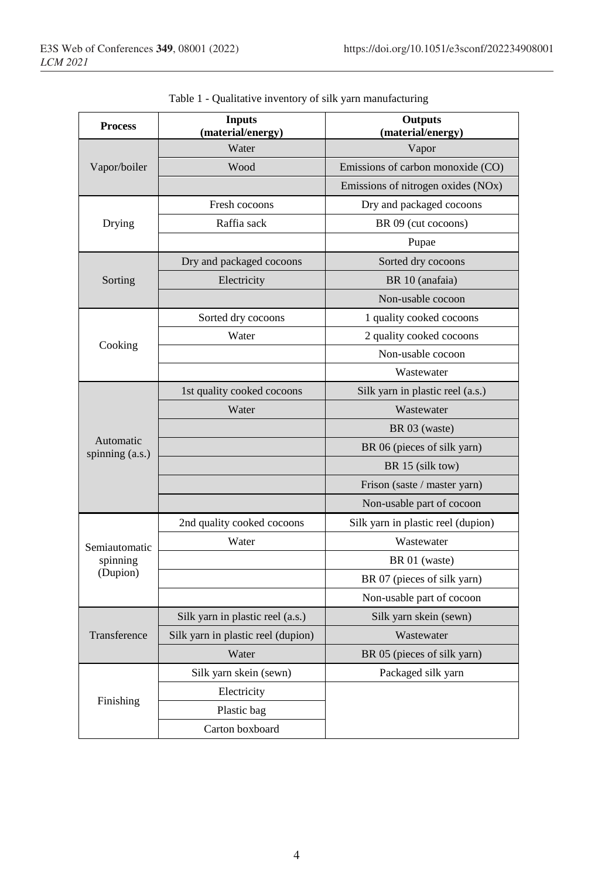Table 1 - Qualitative inventory of silk yarn manufacturing

| Process | Inputs (material/energy) | Outputs (material/energy) |
|---|---|---|
| Vapor/boiler | Water | Vapor |
| | Wood | Emissions of carbon monoxide (CO) |
| | | Emissions of nitrogen oxides (NOx) |
| Drying | Fresh cocoons | Dry and packaged cocoons |
| | Raffia sack | BR 09 (cut cocoons) |
| | | Pupae |
| Sorting | Dry and packaged cocoons | Sorted dry cocoons |
| | Electricity | BR 10 (anafaia) |
| | | Non-usable cocoon |
| Cooking | Sorted dry cocoons | 1 quality cooked cocoons |
| | Water | 2 quality cooked cocoons |
| | | Non-usable cocoon |
| | | Wastewater |
| Automatic spinning (a.s.) | 1st quality cooked cocoons | Silk yarn in plastic reel (a.s.) |
| | Water | Wastewater |
| | | BR 03 (waste) |
| | | BR 06 (pieces of silk yarn) |
| | | BR 15 (silk tow) |
| | | Frison (saste / master yarn) |
| | | Non-usable part of cocoon |
| Semiautomatic spinning (Dupion) | 2nd quality cooked cocoons | Silk yarn in plastic reel (dupion) |
| | Water | Wastewater |
| | | BR 01 (waste) |
| | | BR 07 (pieces of silk yarn) |
| | | Non-usable part of cocoon |
| Transference | Silk yarn in plastic reel (a.s.) | Silk yarn skein (sewn) |
| | Silk yarn in plastic reel (dupion) | Wastewater |
| | Water | BR 05 (pieces of silk yarn) |
| Finishing | Silk yarn skein (sewn) | Packaged silk yarn |
| | Electricity | |
| | Plastic bag | |
| | Carton boxboard | |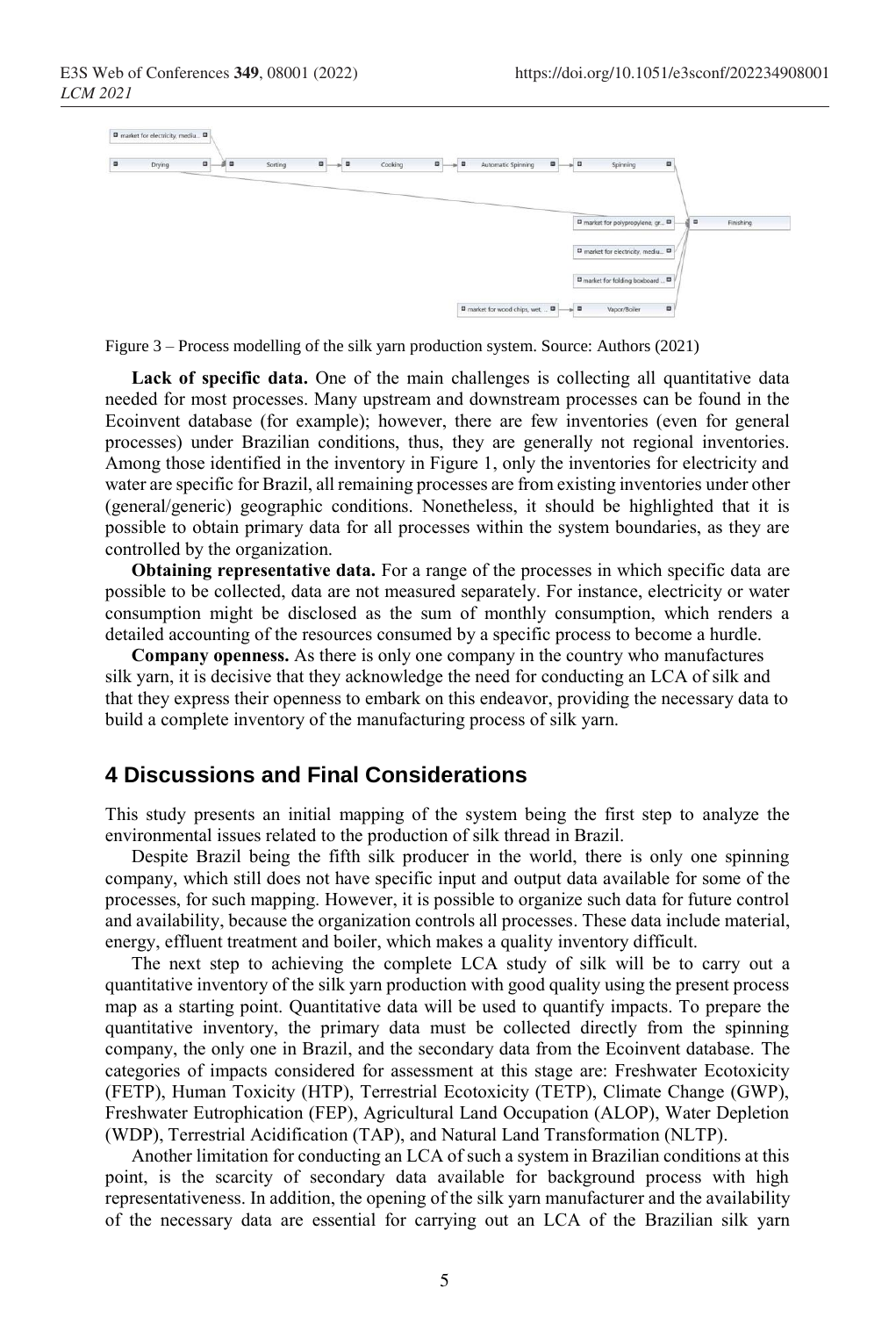market for electricity, mediu...

Drying

Sorting

Cooking

Automatic Spinning

Spinning

market for polypropylene, gr...

Finishing

market for electricity, mediu...

market for folding boxboard ...

market for wood chips, wet, ...

Vapor/Boiler

Figure 3 – Process modelling of the silk yarn production system. Source: Authors (2021)

**Lack of specific data.** One of the main challenges is collecting all quantitative data needed for most processes. Many upstream and downstream processes can be found in the Ecoinvent database (for example); however, there are few inventories (even for general processes) under Brazilian conditions, thus, they are generally not regional inventories. Among those identified in the inventory in Figure 1, only the inventories for electricity and water are specific for Brazil, all remaining processes are from existing inventories under other (general/generic) geographic conditions. Nonetheless, it should be highlighted that it is possible to obtain primary data for all processes within the system boundaries, as they are controlled by the organization.

**Obtaining representative data.** For a range of the processes in which specific data are possible to be collected, data are not measured separately. For instance, electricity or water consumption might be disclosed as the sum of monthly consumption, which renders a detailed accounting of the resources consumed by a specific process to become a hurdle.

**Company openness.** As there is only one company in the country who manufactures silk yarn, it is decisive that they acknowledge the need for conducting an LCA of silk and that they express their openness to embark on this endeavor, providing the necessary data to build a complete inventory of the manufacturing process of silk yarn.

## 4 Discussions and Final Considerations

This study presents an initial mapping of the system being the first step to analyze the environmental issues related to the production of silk thread in Brazil.

Despite Brazil being the fifth silk producer in the world, there is only one spinning company, which still does not have specific input and output data available for some of the processes, for such mapping. However, it is possible to organize such data for future control and availability, because the organization controls all processes. These data include material, energy, effluent treatment and boiler, which makes a quality inventory difficult.

The next step to achieving the complete LCA study of silk will be to carry out a quantitative inventory of the silk yarn production with good quality using the present process map as a starting point. Quantitative data will be used to quantify impacts. To prepare the quantitative inventory, the primary data must be collected directly from the spinning company, the only one in Brazil, and the secondary data from the Ecoinvent database. The categories of impacts considered for assessment at this stage are: Freshwater Ecotoxicity (FETP), Human Toxicity (HTP), Terrestrial Ecotoxicity (TETP), Climate Change (GWP), Freshwater Eutrophication (FEP), Agricultural Land Occupation (ALOP), Water Depletion (WDP), Terrestrial Acidification (TAP), and Natural Land Transformation (NLTP).

Another limitation for conducting an LCA of such a system in Brazilian conditions at this point, is the scarcity of secondary data available for background process with high representativeness. In addition, the opening of the silk yarn manufacturer and the availability of the necessary data are essential for carrying out an LCA of the Brazilian silk yarn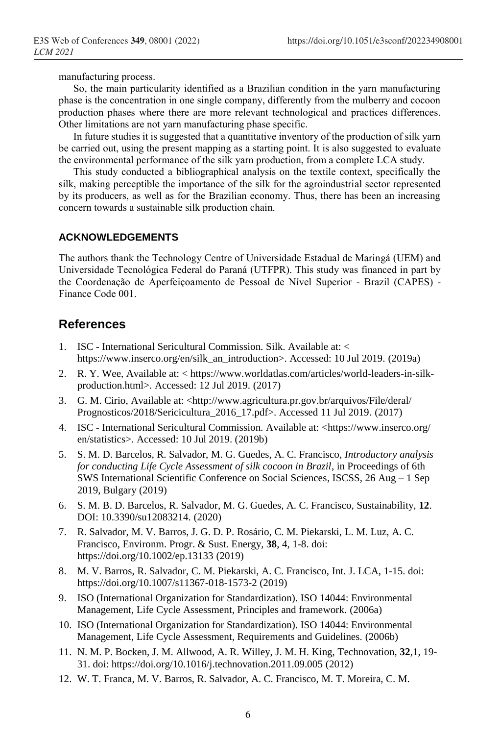manufacturing process.

So, the main particularity identified as a Brazilian condition in the yarn manufacturing phase is the concentration in one single company, differently from the mulberry and cocoon production phases where there are more relevant technological and practices differences. Other limitations are not yarn manufacturing phase specific.

In future studies it is suggested that a quantitative inventory of the production of silk yarn be carried out, using the present mapping as a starting point. It is also suggested to evaluate the environmental performance of the silk yarn production, from a complete LCA study.

This study conducted a bibliographical analysis on the textile context, specifically the silk, making perceptible the importance of the silk for the agroindustrial sector represented by its producers, as well as for the Brazilian economy. Thus, there has been an increasing concern towards a sustainable silk production chain.

### ACKNOWLEDGEMENTS

The authors thank the Technology Centre of Universidade Estadual de Maringá (UEM) and Universidade Tecnológica Federal do Paraná (UTFPR). This study was financed in part by the Coordenação de Aperfeiçoamento de Pessoal de Nível Superior - Brazil (CAPES) - Finance Code 001.

## References

1. ISC - International Sericultural Commission. Silk. Available at: < https://www.inserco.org/en/silk_an_introduction>. Accessed: 10 Jul 2019. (2019a)
2. R. Y. Wee, Available at: < https://www.worldatlas.com/articles/world-leaders-in-silk-production.html>. Accessed: 12 Jul 2019. (2017)
3. G. M. Cirio, Available at: <http://www.agricultura.pr.gov.br/arquivos/File/deral/Prognosticos/2018/Sericicultura_2016_17.pdf>. Accessed 11 Jul 2019. (2017)
4. ISC - International Sericultural Commission. Available at: <https://www.inserco.org/en/statistics>. Accessed: 10 Jul 2019. (2019b)
5. S. M. D. Barcelos, R. Salvador, M. G. Guedes, A. C. Francisco, *Introductory analysis for conducting Life Cycle Assessment of silk cocoon in Brazil*, in Proceedings of 6th SWS International Scientific Conference on Social Sciences, ISCSS, 26 Aug – 1 Sep 2019, Bulgary (2019)
6. S. M. B. D. Barcelos, R. Salvador, M. G. Guedes, A. C. Francisco, Sustainability, **12**. DOI: 10.3390/su12083214. (2020)
7. R. Salvador, M. V. Barros, J. G. D. P. Rosário, C. M. Piekarski, L. M. Luz, A. C. Francisco, Environm. Progr. & Sust. Energy, **38**, 4, 1-8. doi: https://doi.org/10.1002/ep.13133 (2019)
8. M. V. Barros, R. Salvador, C. M. Piekarski, A. C. Francisco, Int. J. LCA, 1-15. doi: https://doi.org/10.1007/s11367-018-1573-2 (2019)
9. ISO (International Organization for Standardization). ISO 14044: Environmental Management, Life Cycle Assessment, Principles and framework. (2006a)
10. ISO (International Organization for Standardization). ISO 14044: Environmental Management, Life Cycle Assessment, Requirements and Guidelines. (2006b)
11. N. M. P. Bocken, J. M. Allwood, A. R. Willey, J. M. H. King, Technovation, **32**,1, 19-31. doi: https://doi.org/10.1016/j.technovation.2011.09.005 (2012)
12. W. T. Franca, M. V. Barros, R. Salvador, A. C. Francisco, M. T. Moreira, C. M.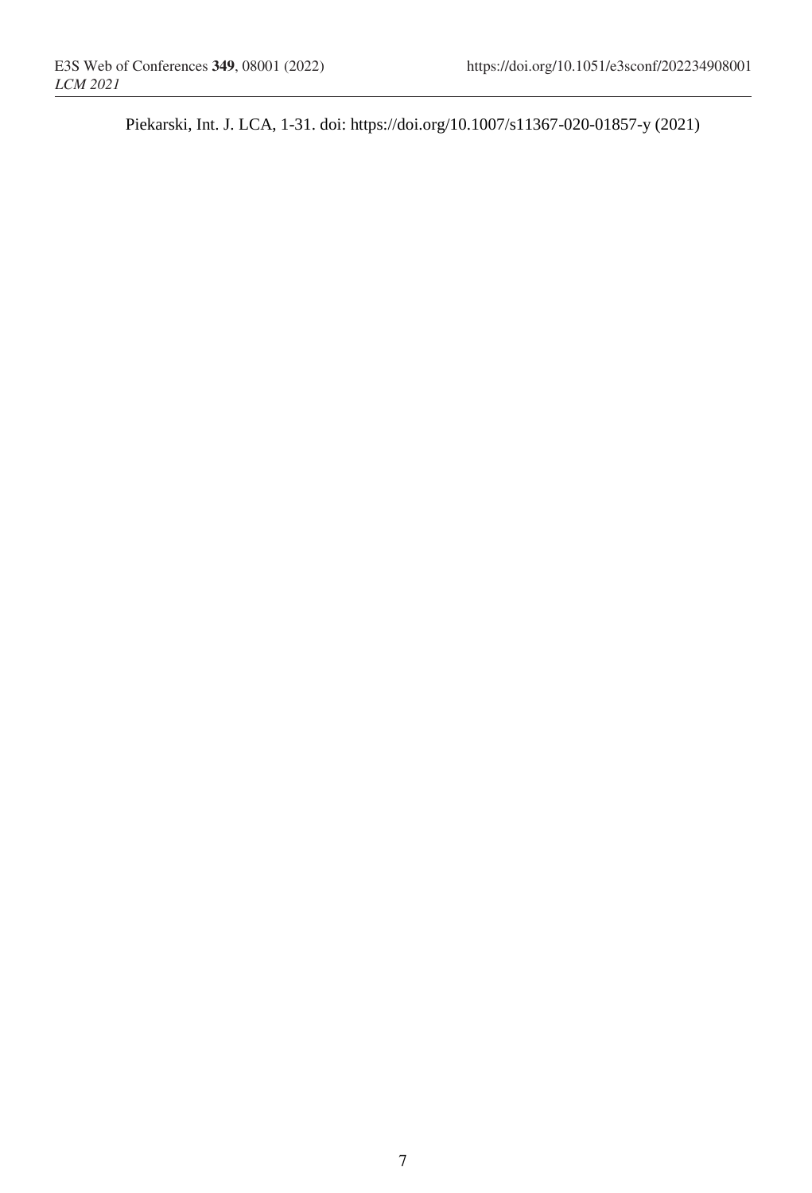Piekarski, Int. J. LCA, 1-31. doi: https://doi.org/10.1007/s11367-020-01857-y (2021)